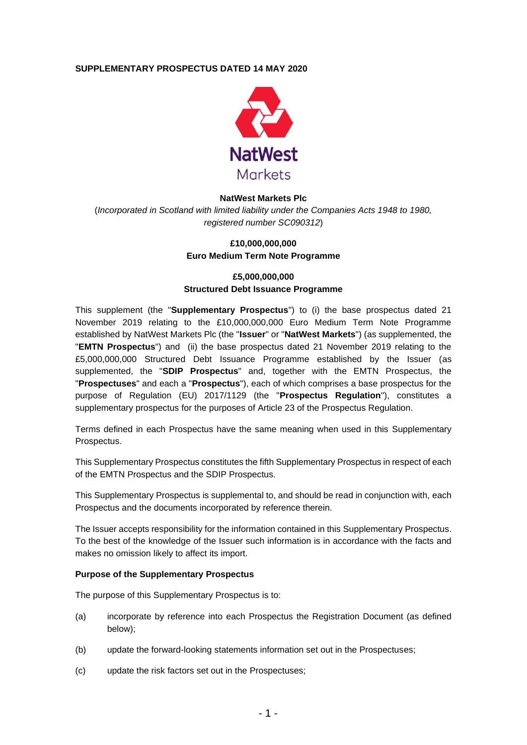**SUPPLEMENTARY PROSPECTUS DATED 14 MAY 2020**

**NatWest Markets Plc**

(*Incorporated in Scotland with limited liability under the Companies Acts 1948 to 1980, registered number SC090312*)

**£10,000,000,000**
**Euro Medium Term Note Programme**

**£5,000,000,000**
**Structured Debt Issuance Programme**

This supplement (the "**Supplementary Prospectus**") to (i) the base prospectus dated 21 November 2019 relating to the £10,000,000,000 Euro Medium Term Note Programme established by NatWest Markets Plc (the "**Issuer**" or "**NatWest Markets**") (as supplemented, the "**EMTN Prospectus**") and (ii) the base prospectus dated 21 November 2019 relating to the £5,000,000,000 Structured Debt Issuance Programme established by the Issuer (as supplemented, the "**SDIP Prospectus**" and, together with the EMTN Prospectus, the "**Prospectuses**" and each a "**Prospectus**"), each of which comprises a base prospectus for the purpose of Regulation (EU) 2017/1129 (the "**Prospectus Regulation**"), constitutes a supplementary prospectus for the purposes of Article 23 of the Prospectus Regulation.

Terms defined in each Prospectus have the same meaning when used in this Supplementary Prospectus.

This Supplementary Prospectus constitutes the fifth Supplementary Prospectus in respect of each of the EMTN Prospectus and the SDIP Prospectus.

This Supplementary Prospectus is supplemental to, and should be read in conjunction with, each Prospectus and the documents incorporated by reference therein.

The Issuer accepts responsibility for the information contained in this Supplementary Prospectus. To the best of the knowledge of the Issuer such information is in accordance with the facts and makes no omission likely to affect its import.

**Purpose of the Supplementary Prospectus**

The purpose of this Supplementary Prospectus is to:

(a) incorporate by reference into each Prospectus the Registration Document (as defined below);

(b) update the forward-looking statements information set out in the Prospectuses;

(c) update the risk factors set out in the Prospectuses;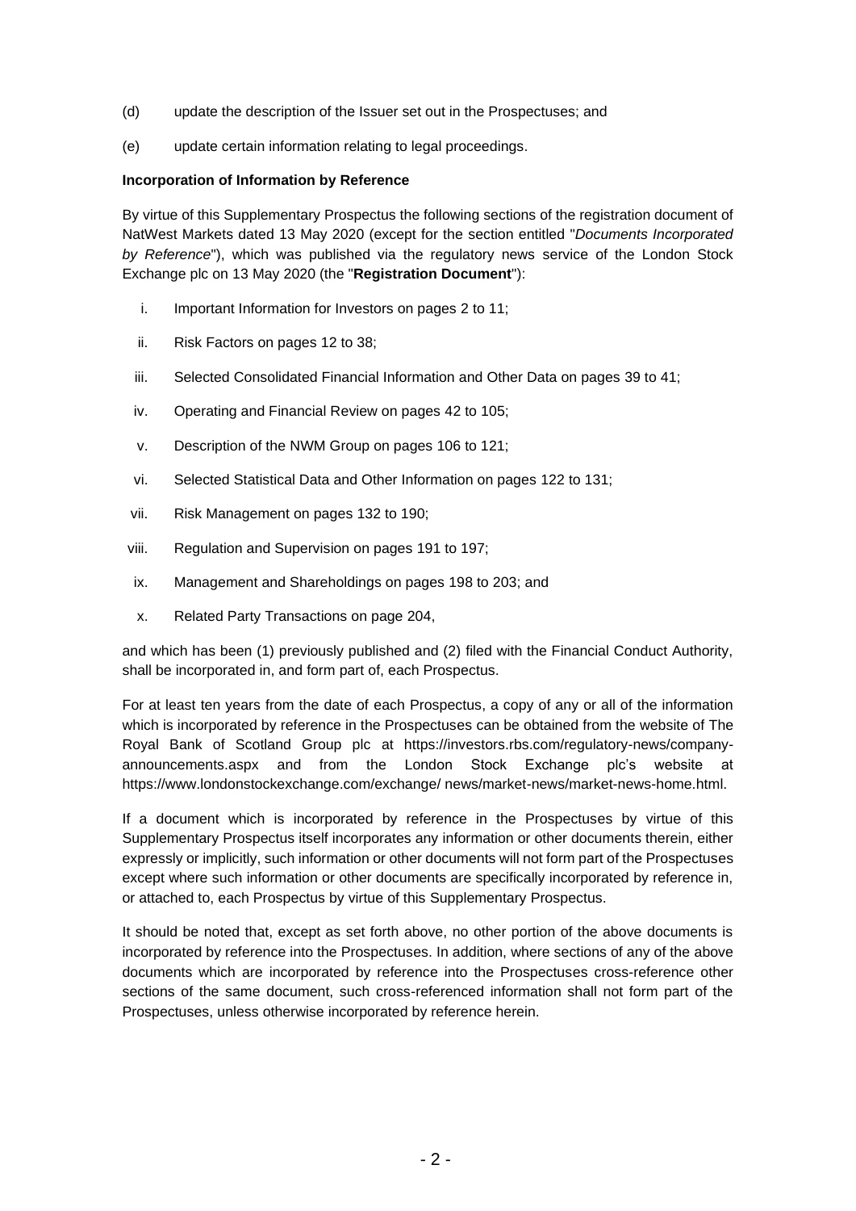(d) update the description of the Issuer set out in the Prospectuses; and

(e) update certain information relating to legal proceedings.

**Incorporation of Information by Reference**

By virtue of this Supplementary Prospectus the following sections of the registration document of NatWest Markets dated 13 May 2020 (except for the section entitled "*Documents Incorporated by Reference*"), which was published via the regulatory news service of the London Stock Exchange plc on 13 May 2020 (the "**Registration Document**"):

i. Important Information for Investors on pages 2 to 11;

ii. Risk Factors on pages 12 to 38;

iii. Selected Consolidated Financial Information and Other Data on pages 39 to 41;

iv. Operating and Financial Review on pages 42 to 105;

v. Description of the NWM Group on pages 106 to 121;

vi. Selected Statistical Data and Other Information on pages 122 to 131;

vii. Risk Management on pages 132 to 190;

viii. Regulation and Supervision on pages 191 to 197;

ix. Management and Shareholdings on pages 198 to 203; and

x. Related Party Transactions on page 204,

and which has been (1) previously published and (2) filed with the Financial Conduct Authority, shall be incorporated in, and form part of, each Prospectus.

For at least ten years from the date of each Prospectus, a copy of any or all of the information which is incorporated by reference in the Prospectuses can be obtained from the website of The Royal Bank of Scotland Group plc at https://investors.rbs.com/regulatory-news/company-announcements.aspx and from the London Stock Exchange plc's website at https://www.londonstockexchange.com/exchange/ news/market-news/market-news-home.html.

If a document which is incorporated by reference in the Prospectuses by virtue of this Supplementary Prospectus itself incorporates any information or other documents therein, either expressly or implicitly, such information or other documents will not form part of the Prospectuses except where such information or other documents are specifically incorporated by reference in, or attached to, each Prospectus by virtue of this Supplementary Prospectus.

It should be noted that, except as set forth above, no other portion of the above documents is incorporated by reference into the Prospectuses. In addition, where sections of any of the above documents which are incorporated by reference into the Prospectuses cross-reference other sections of the same document, such cross-referenced information shall not form part of the Prospectuses, unless otherwise incorporated by reference herein.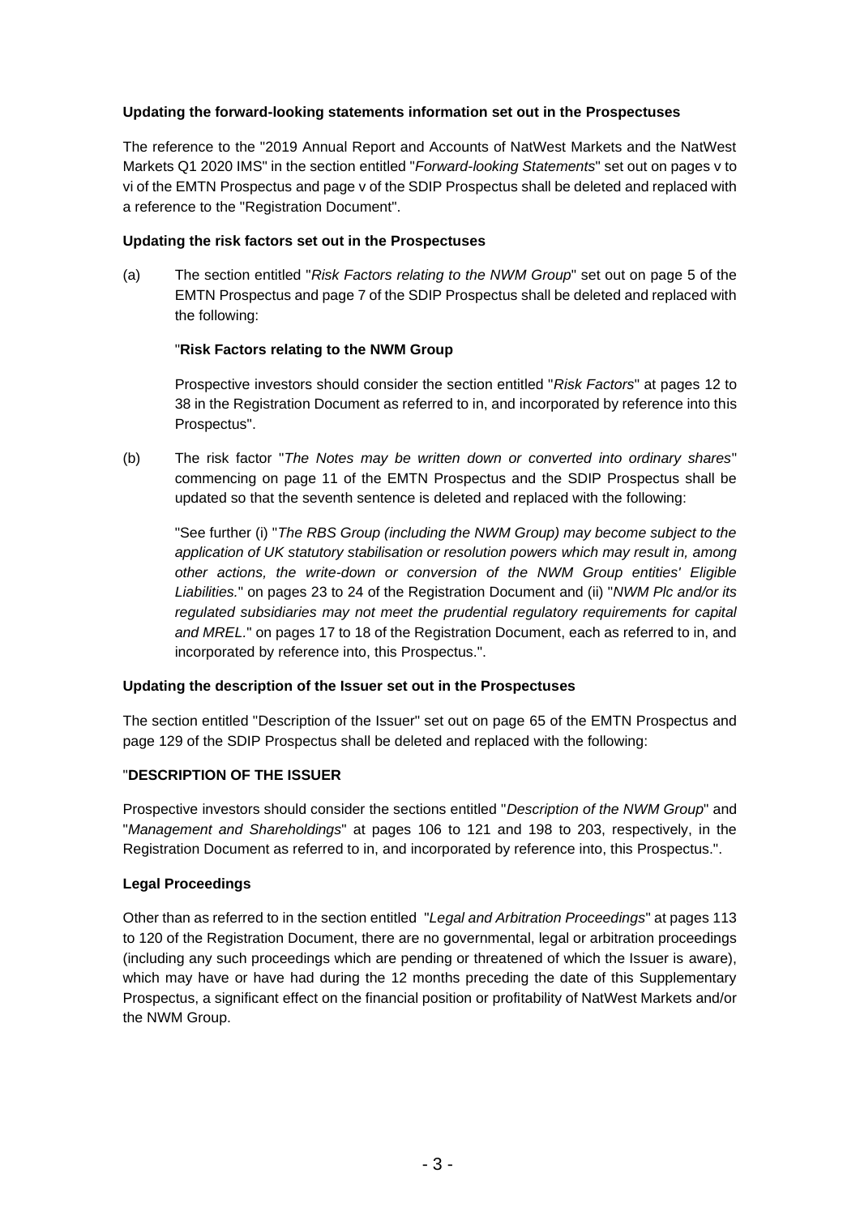**Updating the forward-looking statements information set out in the Prospectuses**

The reference to the "2019 Annual Report and Accounts of NatWest Markets and the NatWest Markets Q1 2020 IMS" in the section entitled "*Forward-looking Statements*" set out on pages v to vi of the EMTN Prospectus and page v of the SDIP Prospectus shall be deleted and replaced with a reference to the "Registration Document".

**Updating the risk factors set out in the Prospectuses**

(a) The section entitled "*Risk Factors relating to the NWM Group*" set out on page 5 of the EMTN Prospectus and page 7 of the SDIP Prospectus shall be deleted and replaced with the following:

"**Risk Factors relating to the NWM Group**

Prospective investors should consider the section entitled "*Risk Factors*" at pages 12 to 38 in the Registration Document as referred to in, and incorporated by reference into this Prospectus".

(b) The risk factor "*The Notes may be written down or converted into ordinary shares*" commencing on page 11 of the EMTN Prospectus and the SDIP Prospectus shall be updated so that the seventh sentence is deleted and replaced with the following:

"See further (i) "*The RBS Group (including the NWM Group) may become subject to the application of UK statutory stabilisation or resolution powers which may result in, among other actions, the write-down or conversion of the NWM Group entities' Eligible Liabilities.*" on pages 23 to 24 of the Registration Document and (ii) "*NWM Plc and/or its regulated subsidiaries may not meet the prudential regulatory requirements for capital and MREL.*" on pages 17 to 18 of the Registration Document, each as referred to in, and incorporated by reference into, this Prospectus.".

**Updating the description of the Issuer set out in the Prospectuses**

The section entitled "Description of the Issuer" set out on page 65 of the EMTN Prospectus and page 129 of the SDIP Prospectus shall be deleted and replaced with the following:

"**DESCRIPTION OF THE ISSUER**

Prospective investors should consider the sections entitled "*Description of the NWM Group*" and "*Management and Shareholdings*" at pages 106 to 121 and 198 to 203, respectively, in the Registration Document as referred to in, and incorporated by reference into, this Prospectus.".

**Legal Proceedings**

Other than as referred to in the section entitled "*Legal and Arbitration Proceedings*" at pages 113 to 120 of the Registration Document, there are no governmental, legal or arbitration proceedings (including any such proceedings which are pending or threatened of which the Issuer is aware), which may have or have had during the 12 months preceding the date of this Supplementary Prospectus, a significant effect on the financial position or profitability of NatWest Markets and/or the NWM Group.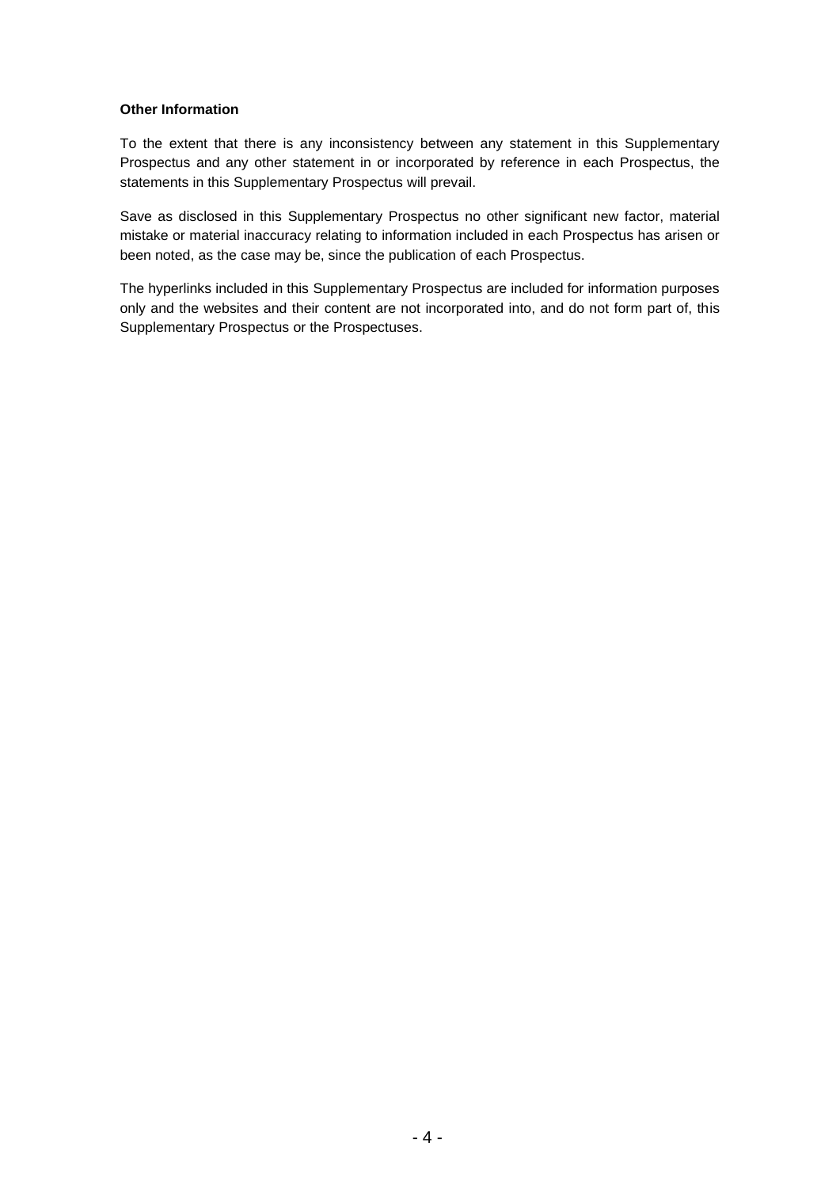**Other Information**

To the extent that there is any inconsistency between any statement in this Supplementary Prospectus and any other statement in or incorporated by reference in each Prospectus, the statements in this Supplementary Prospectus will prevail.

Save as disclosed in this Supplementary Prospectus no other significant new factor, material mistake or material inaccuracy relating to information included in each Prospectus has arisen or been noted, as the case may be, since the publication of each Prospectus.

The hyperlinks included in this Supplementary Prospectus are included for information purposes only and the websites and their content are not incorporated into, and do not form part of, this Supplementary Prospectus or the Prospectuses.